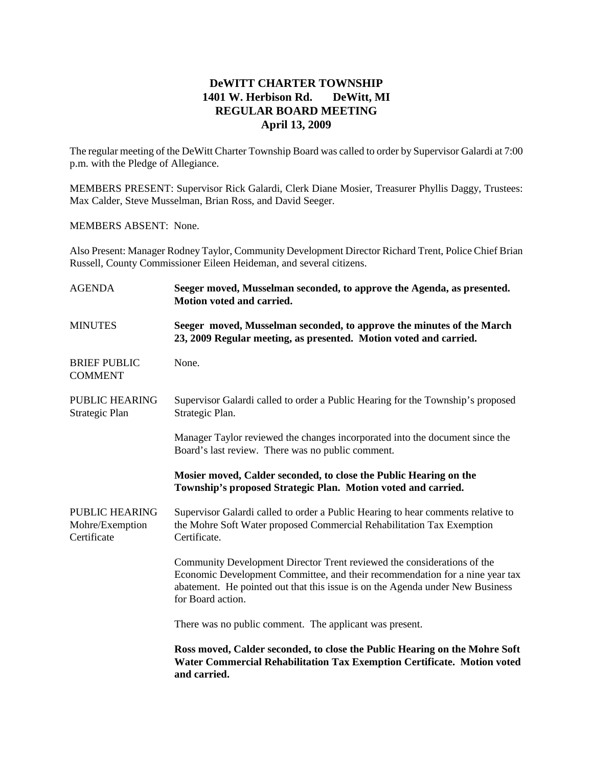# DeWITT CHARTER TOWNSHIP
## 1401 W. Herbison Rd. DeWitt, MI
## REGULAR BOARD MEETING
## April 13, 2009

The regular meeting of the DeWitt Charter Township Board was called to order by Supervisor Galardi at 7:00 p.m. with the Pledge of Allegiance.

MEMBERS PRESENT: Supervisor Rick Galardi, Clerk Diane Mosier, Treasurer Phyllis Daggy, Trustees: Max Calder, Steve Musselman, Brian Ross, and David Seeger.

MEMBERS ABSENT: None.

Also Present: Manager Rodney Taylor, Community Development Director Richard Trent, Police Chief Brian Russell, County Commissioner Eileen Heideman, and several citizens.

AGENDA

**Seeger moved, Musselman seconded, to approve the Agenda, as presented. Motion voted and carried.**

MINUTES

**Seeger moved, Musselman seconded, to approve the minutes of the March 23, 2009 Regular meeting, as presented. Motion voted and carried.**

BRIEF PUBLIC COMMENT

None.

PUBLIC HEARING Strategic Plan

Supervisor Galardi called to order a Public Hearing for the Township's proposed Strategic Plan.

Manager Taylor reviewed the changes incorporated into the document since the Board's last review. There was no public comment.

**Mosier moved, Calder seconded, to close the Public Hearing on the Township's proposed Strategic Plan. Motion voted and carried.**

PUBLIC HEARING Mohre/Exemption Certificate

Supervisor Galardi called to order a Public Hearing to hear comments relative to the Mohre Soft Water proposed Commercial Rehabilitation Tax Exemption Certificate.

Community Development Director Trent reviewed the considerations of the Economic Development Committee, and their recommendation for a nine year tax abatement. He pointed out that this issue is on the Agenda under New Business for Board action.

There was no public comment. The applicant was present.

**Ross moved, Calder seconded, to close the Public Hearing on the Mohre Soft Water Commercial Rehabilitation Tax Exemption Certificate. Motion voted and carried.**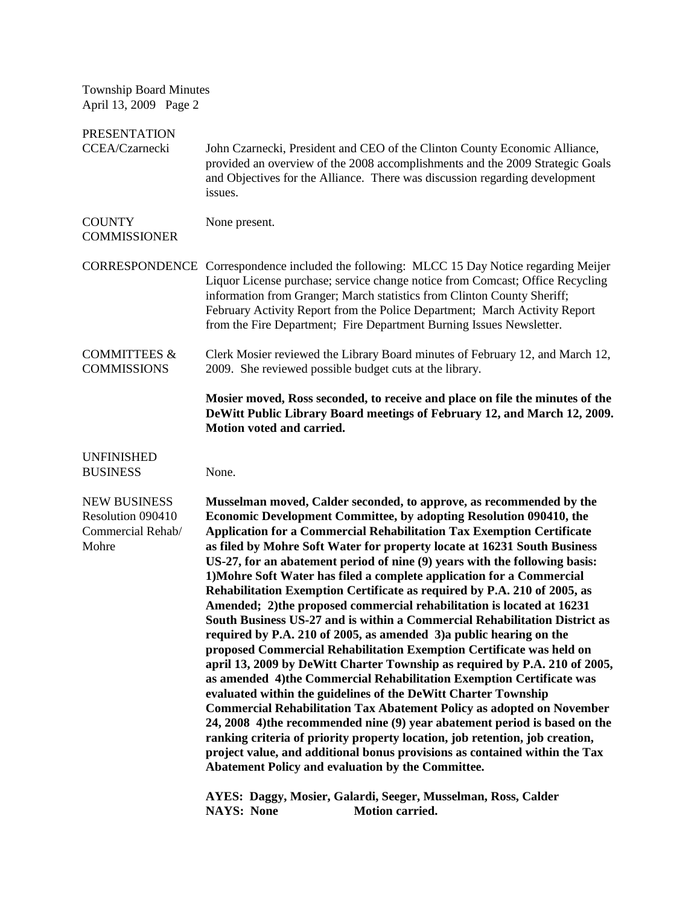Township Board Minutes
April 13, 2009 Page 2

**PRESENTATION**
**CCEA/Czarnecki**

John Czarnecki, President and CEO of the Clinton County Economic Alliance, provided an overview of the 2008 accomplishments and the 2009 Strategic Goals and Objectives for the Alliance. There was discussion regarding development issues.

**COUNTY COMMISSIONER**

None present.

**CORRESPONDENCE**

Correspondence included the following: MLCC 15 Day Notice regarding Meijer Liquor License purchase; service change notice from Comcast; Office Recycling information from Granger; March statistics from Clinton County Sheriff; February Activity Report from the Police Department; March Activity Report from the Fire Department; Fire Department Burning Issues Newsletter.

**COMMITTEES & COMMISSIONS**

Clerk Mosier reviewed the Library Board minutes of February 12, and March 12, 2009. She reviewed possible budget cuts at the library.

**Mosier moved, Ross seconded, to receive and place on file the minutes of the DeWitt Public Library Board meetings of February 12, and March 12, 2009. Motion voted and carried.**

**UNFINISHED BUSINESS**

None.

**NEW BUSINESS**
**Resolution 090410**
**Commercial Rehab/ Mohre**

**Musselman moved, Calder seconded, to approve, as recommended by the Economic Development Committee, by adopting Resolution 090410, the Application for a Commercial Rehabilitation Tax Exemption Certificate as filed by Mohre Soft Water for property locate at 16231 South Business US-27, for an abatement period of nine (9) years with the following basis: 1)Mohre Soft Water has filed a complete application for a Commercial Rehabilitation Exemption Certificate as required by P.A. 210 of 2005, as Amended; 2)the proposed commercial rehabilitation is located at 16231 South Business US-27 and is within a Commercial Rehabilitation District as required by P.A. 210 of 2005, as amended 3)a public hearing on the proposed Commercial Rehabilitation Exemption Certificate was held on april 13, 2009 by DeWitt Charter Township as required by P.A. 210 of 2005, as amended 4)the Commercial Rehabilitation Exemption Certificate was evaluated within the guidelines of the DeWitt Charter Township Commercial Rehabilitation Tax Abatement Policy as adopted on November 24, 2008 4)the recommended nine (9) year abatement period is based on the ranking criteria of priority property location, job retention, job creation, project value, and additional bonus provisions as contained within the Tax Abatement Policy and evaluation by the Committee.**

**AYES: Daggy, Mosier, Galardi, Seeger, Musselman, Ross, Calder**
**NAYS: None Motion carried.**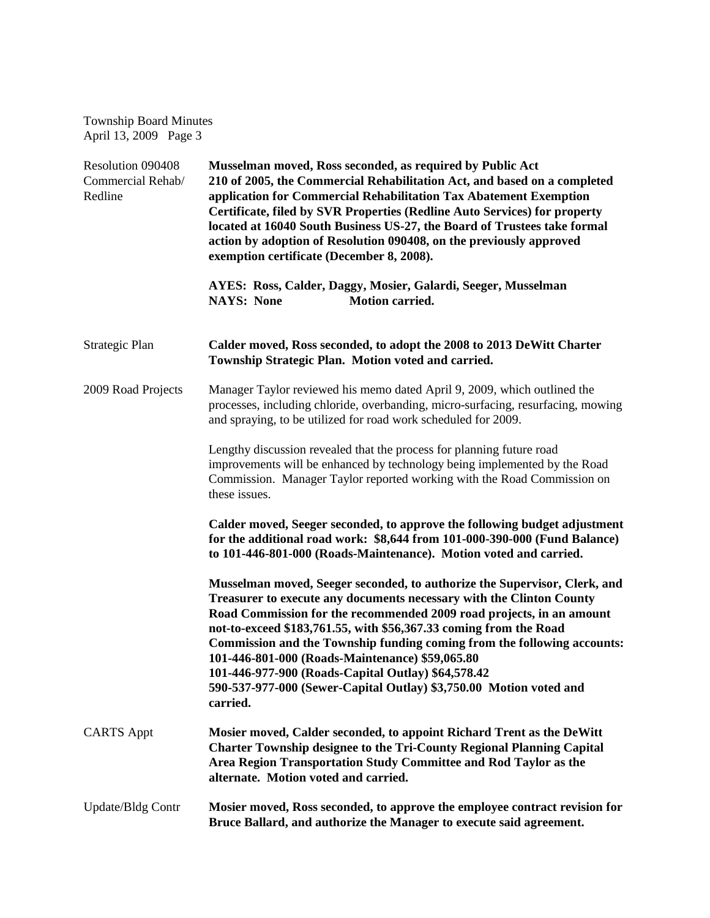Resolution 090408 Commercial Rehab/ Redline

**Musselman moved, Ross seconded, as required by Public Act 210 of 2005, the Commercial Rehabilitation Act, and based on a completed application for Commercial Rehabilitation Tax Abatement Exemption Certificate, filed by SVR Properties (Redline Auto Services) for property located at 16040 South Business US-27, the Board of Trustees take formal action by adoption of Resolution 090408, on the previously approved exemption certificate (December 8, 2008).**

**AYES: Ross, Calder, Daggy, Mosier, Galardi, Seeger, Musselman**
**NAYS: None Motion carried.**

Strategic Plan

**Calder moved, Ross seconded, to adopt the 2008 to 2013 DeWitt Charter Township Strategic Plan. Motion voted and carried.**

2009 Road Projects

Manager Taylor reviewed his memo dated April 9, 2009, which outlined the processes, including chloride, overbanding, micro-surfacing, resurfacing, mowing and spraying, to be utilized for road work scheduled for 2009.

Lengthy discussion revealed that the process for planning future road improvements will be enhanced by technology being implemented by the Road Commission. Manager Taylor reported working with the Road Commission on these issues.

**Calder moved, Seeger seconded, to approve the following budget adjustment for the additional road work: $8,644 from 101-000-390-000 (Fund Balance) to 101-446-801-000 (Roads-Maintenance). Motion voted and carried.**

**Musselman moved, Seeger seconded, to authorize the Supervisor, Clerk, and Treasurer to execute any documents necessary with the Clinton County Road Commission for the recommended 2009 road projects, in an amount not-to-exceed $183,761.55, with $56,367.33 coming from the Road Commission and the Township funding coming from the following accounts:**
**101-446-801-000 (Roads-Maintenance) $59,065.80**
**101-446-977-900 (Roads-Capital Outlay) $64,578.42**
**590-537-977-000 (Sewer-Capital Outlay) $3,750.00 Motion voted and carried.**

CARTS Appt

**Mosier moved, Calder seconded, to appoint Richard Trent as the DeWitt Charter Township designee to the Tri-County Regional Planning Capital Area Region Transportation Study Committee and Rod Taylor as the alternate. Motion voted and carried.**

Update/Bldg Contr

**Mosier moved, Ross seconded, to approve the employee contract revision for Bruce Ballard, and authorize the Manager to execute said agreement.**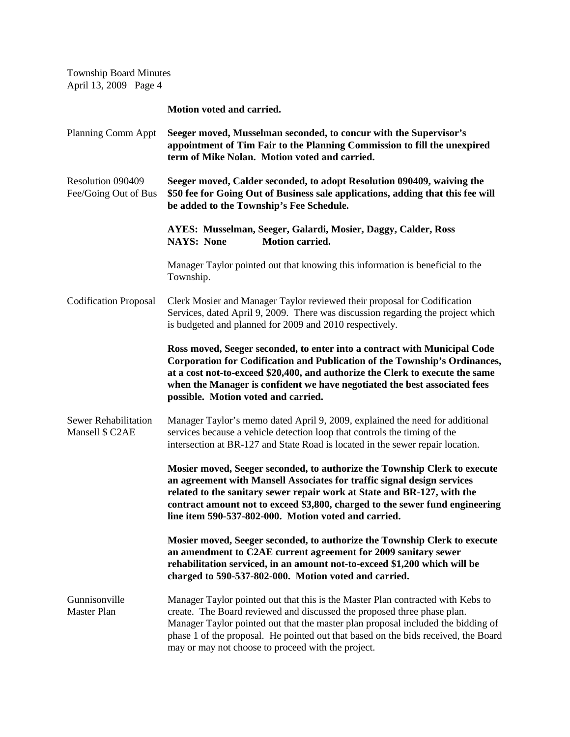**Motion voted and carried.**

Planning Comm Appt — **Seeger moved, Musselman seconded, to concur with the Supervisor's appointment of Tim Fair to the Planning Commission to fill the unexpired term of Mike Nolan. Motion voted and carried.**

Resolution 090409 Fee/Going Out of Bus — **Seeger moved, Calder seconded, to adopt Resolution 090409, waiving the $50 fee for Going Out of Business sale applications, adding that this fee will be added to the Township's Fee Schedule.**

**AYES: Musselman, Seeger, Galardi, Mosier, Daggy, Calder, Ross**
**NAYS: None Motion carried.**

Manager Taylor pointed out that knowing this information is beneficial to the Township.

Codification Proposal — Clerk Mosier and Manager Taylor reviewed their proposal for Codification Services, dated April 9, 2009. There was discussion regarding the project which is budgeted and planned for 2009 and 2010 respectively.

**Ross moved, Seeger seconded, to enter into a contract with Municipal Code Corporation for Codification and Publication of the Township's Ordinances, at a cost not-to-exceed $20,400, and authorize the Clerk to execute the same when the Manager is confident we have negotiated the best associated fees possible. Motion voted and carried.**

Sewer Rehabilitation Mansell $ C2AE — Manager Taylor's memo dated April 9, 2009, explained the need for additional services because a vehicle detection loop that controls the timing of the intersection at BR-127 and State Road is located in the sewer repair location.

**Mosier moved, Seeger seconded, to authorize the Township Clerk to execute an agreement with Mansell Associates for traffic signal design services related to the sanitary sewer repair work at State and BR-127, with the contract amount not to exceed $3,800, charged to the sewer fund engineering line item 590-537-802-000. Motion voted and carried.**

**Mosier moved, Seeger seconded, to authorize the Township Clerk to execute an amendment to C2AE current agreement for 2009 sanitary sewer rehabilitation serviced, in an amount not-to-exceed $1,200 which will be charged to 590-537-802-000. Motion voted and carried.**

Gunnisonville Master Plan — Manager Taylor pointed out that this is the Master Plan contracted with Kebs to create. The Board reviewed and discussed the proposed three phase plan. Manager Taylor pointed out that the master plan proposal included the bidding of phase 1 of the proposal. He pointed out that based on the bids received, the Board may or may not choose to proceed with the project.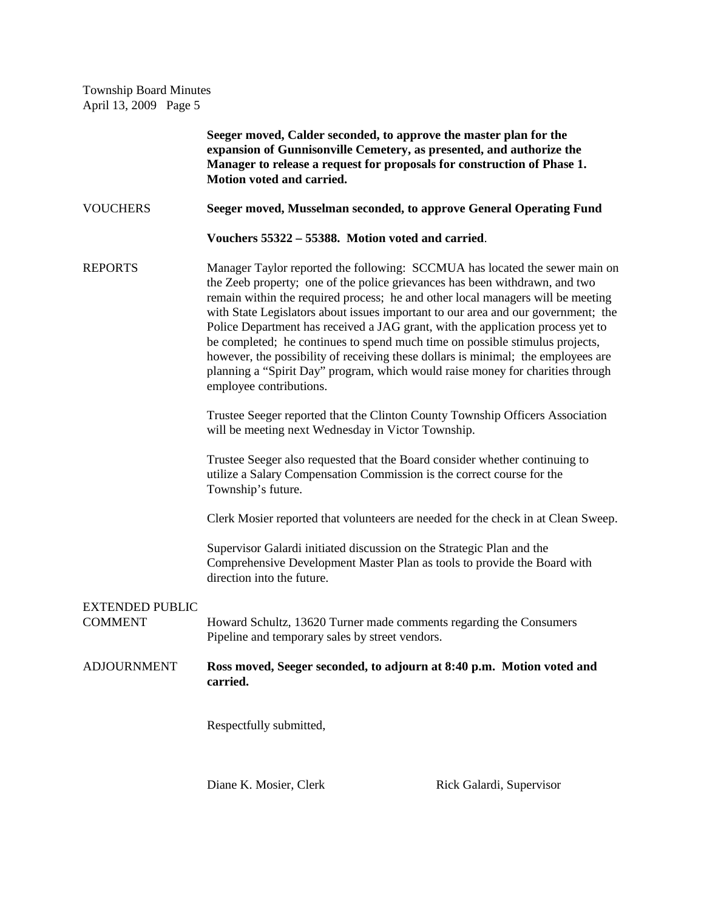**Seeger moved, Calder seconded, to approve the master plan for the expansion of Gunnisonville Cemetery, as presented, and authorize the Manager to release a request for proposals for construction of Phase 1. Motion voted and carried.**

VOUCHERS **Seeger moved, Musselman seconded, to approve General Operating Fund**

**Vouchers 55322 – 55388. Motion voted and carried**.

REPORTS Manager Taylor reported the following: SCCMUA has located the sewer main on the Zeeb property; one of the police grievances has been withdrawn, and two remain within the required process; he and other local managers will be meeting with State Legislators about issues important to our area and our government; the Police Department has received a JAG grant, with the application process yet to be completed; he continues to spend much time on possible stimulus projects, however, the possibility of receiving these dollars is minimal; the employees are planning a "Spirit Day" program, which would raise money for charities through employee contributions.

Trustee Seeger reported that the Clinton County Township Officers Association will be meeting next Wednesday in Victor Township.

Trustee Seeger also requested that the Board consider whether continuing to utilize a Salary Compensation Commission is the correct course for the Township's future.

Clerk Mosier reported that volunteers are needed for the check in at Clean Sweep.

Supervisor Galardi initiated discussion on the Strategic Plan and the Comprehensive Development Master Plan as tools to provide the Board with direction into the future.

EXTENDED PUBLIC COMMENT Howard Schultz, 13620 Turner made comments regarding the Consumers Pipeline and temporary sales by street vendors.

ADJOURNMENT **Ross moved, Seeger seconded, to adjourn at 8:40 p.m. Motion voted and carried.**

Respectfully submitted,

Diane K. Mosier, Clerk

Rick Galardi, Supervisor